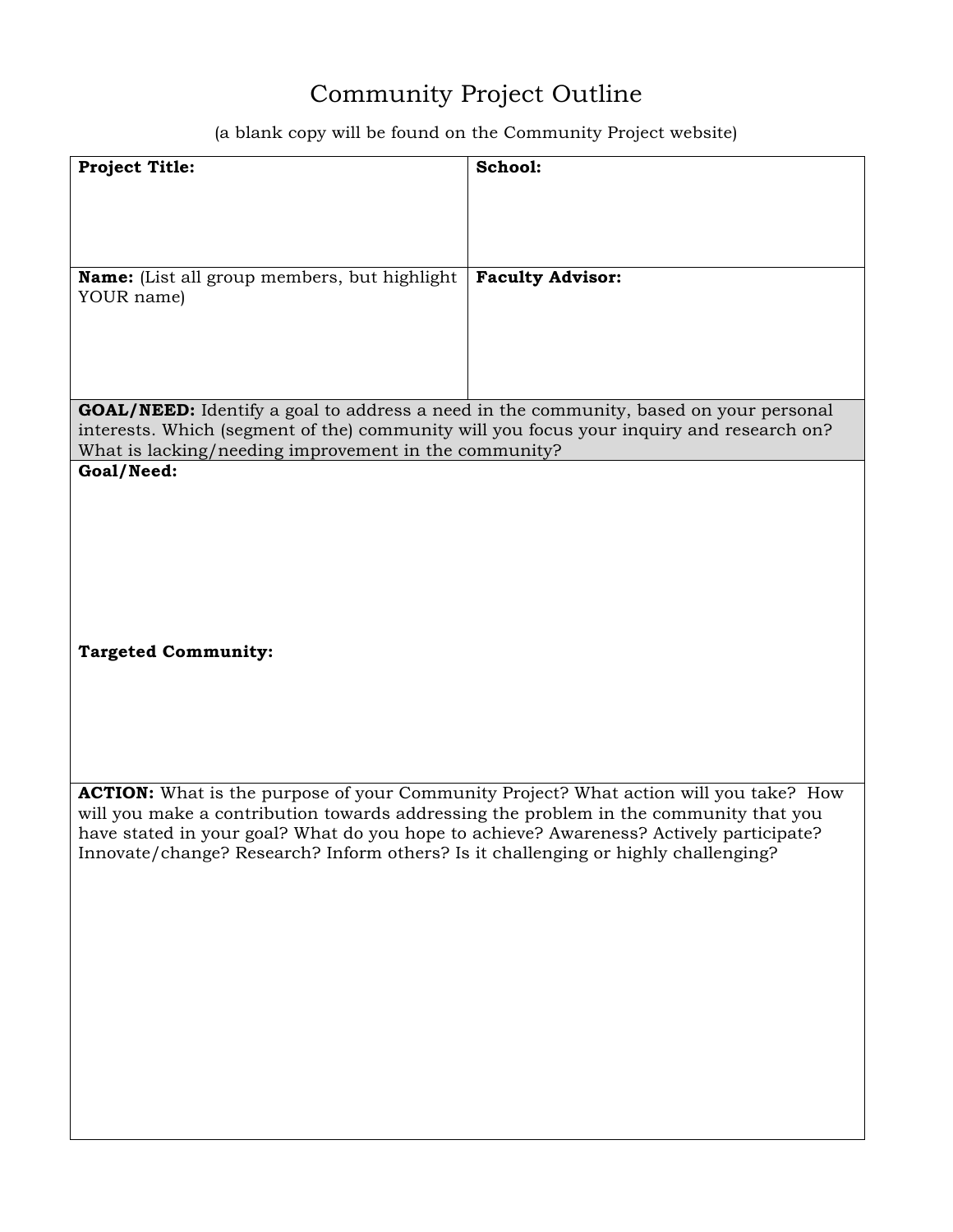# Community Project Outline

(a blank copy will be found on the Community Project website)

| **Project Title:** | **School:** |
|---|---|
| **Name:** (List all group members, but highlight YOUR name) | **Faculty Advisor:** |

**GOAL/NEED:** Identify a goal to address a need in the community, based on your personal interests. Which (segment of the) community will you focus your inquiry and research on? What is lacking/needing improvement in the community?

**Goal/Need:**

**Targeted Community:**

**ACTION:** What is the purpose of your Community Project? What action will you take? How will you make a contribution towards addressing the problem in the community that you have stated in your goal? What do you hope to achieve? Awareness? Actively participate? Innovate/change? Research? Inform others? Is it challenging or highly challenging?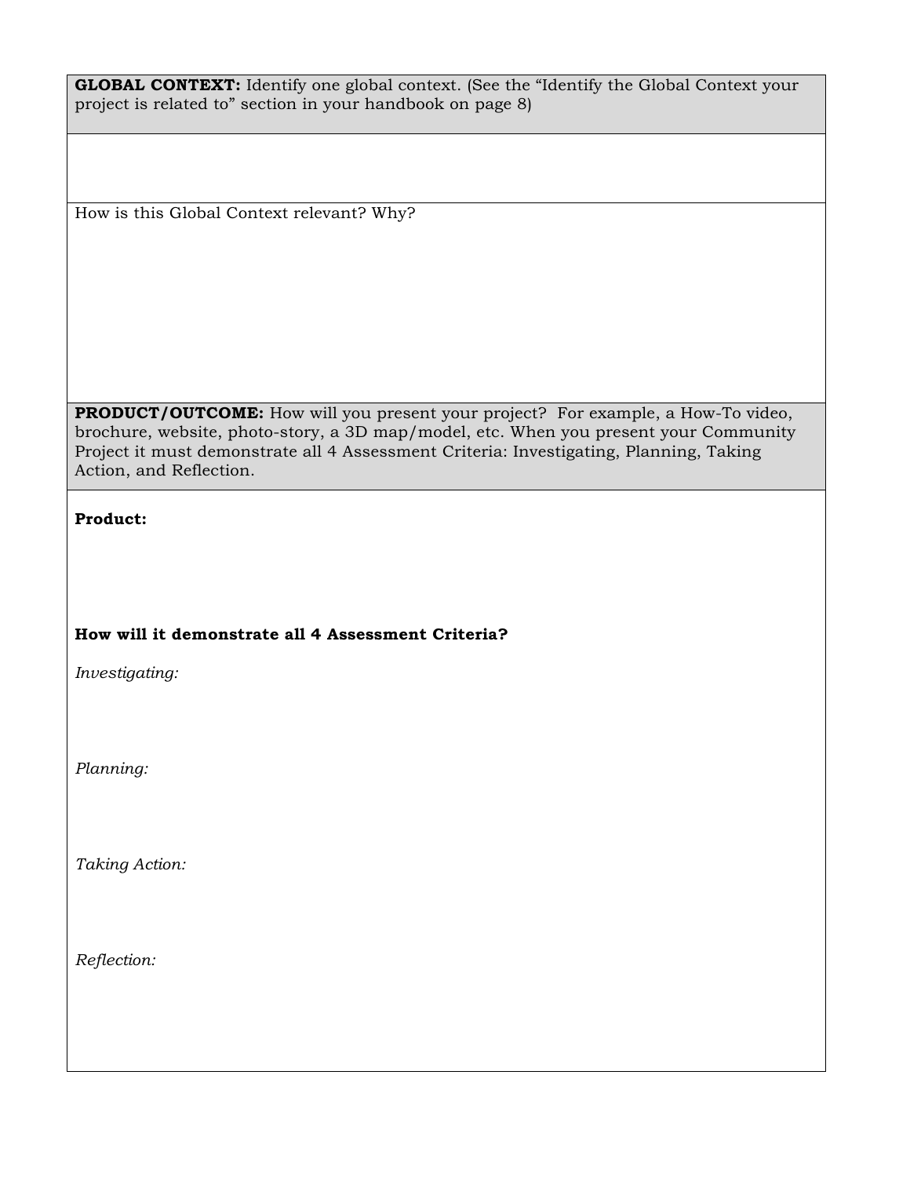**GLOBAL CONTEXT:** Identify one global context. (See the "Identify the Global Context your project is related to" section in your handbook on page 8)

How is this Global Context relevant? Why?

**PRODUCT/OUTCOME:** How will you present your project? For example, a How-To video, brochure, website, photo-story, a 3D map/model, etc. When you present your Community Project it must demonstrate all 4 Assessment Criteria: Investigating, Planning, Taking Action, and Reflection.

**Product:**

**How will it demonstrate all 4 Assessment Criteria?**

*Investigating:*

*Planning:*

*Taking Action:*

*Reflection:*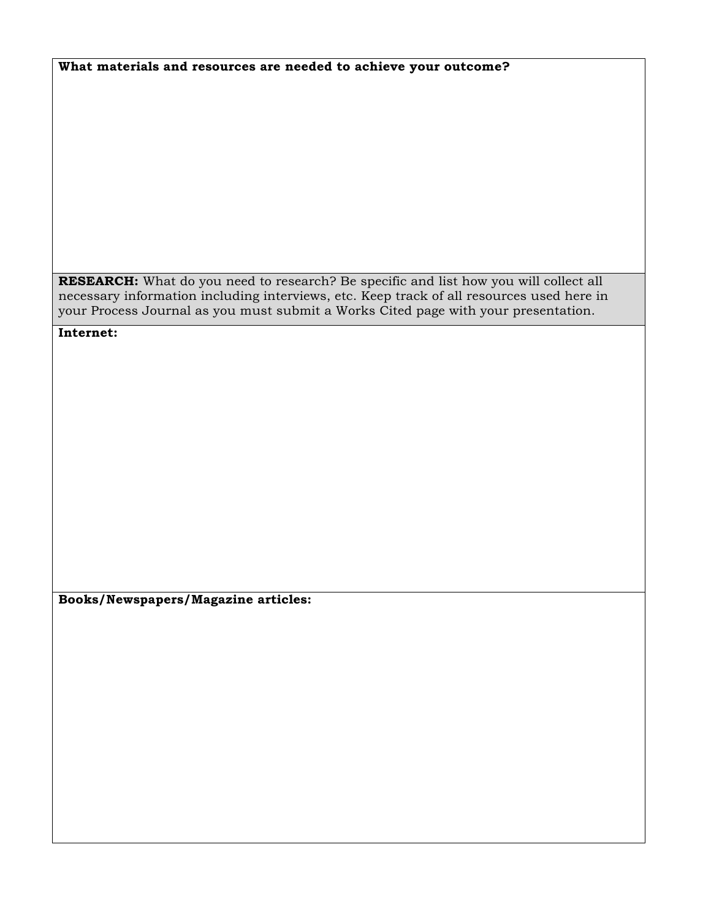**What materials and resources are needed to achieve your outcome?**

**RESEARCH:** What do you need to research? Be specific and list how you will collect all necessary information including interviews, etc. Keep track of all resources used here in your Process Journal as you must submit a Works Cited page with your presentation.

**Internet:**

**Books/Newspapers/Magazine articles:**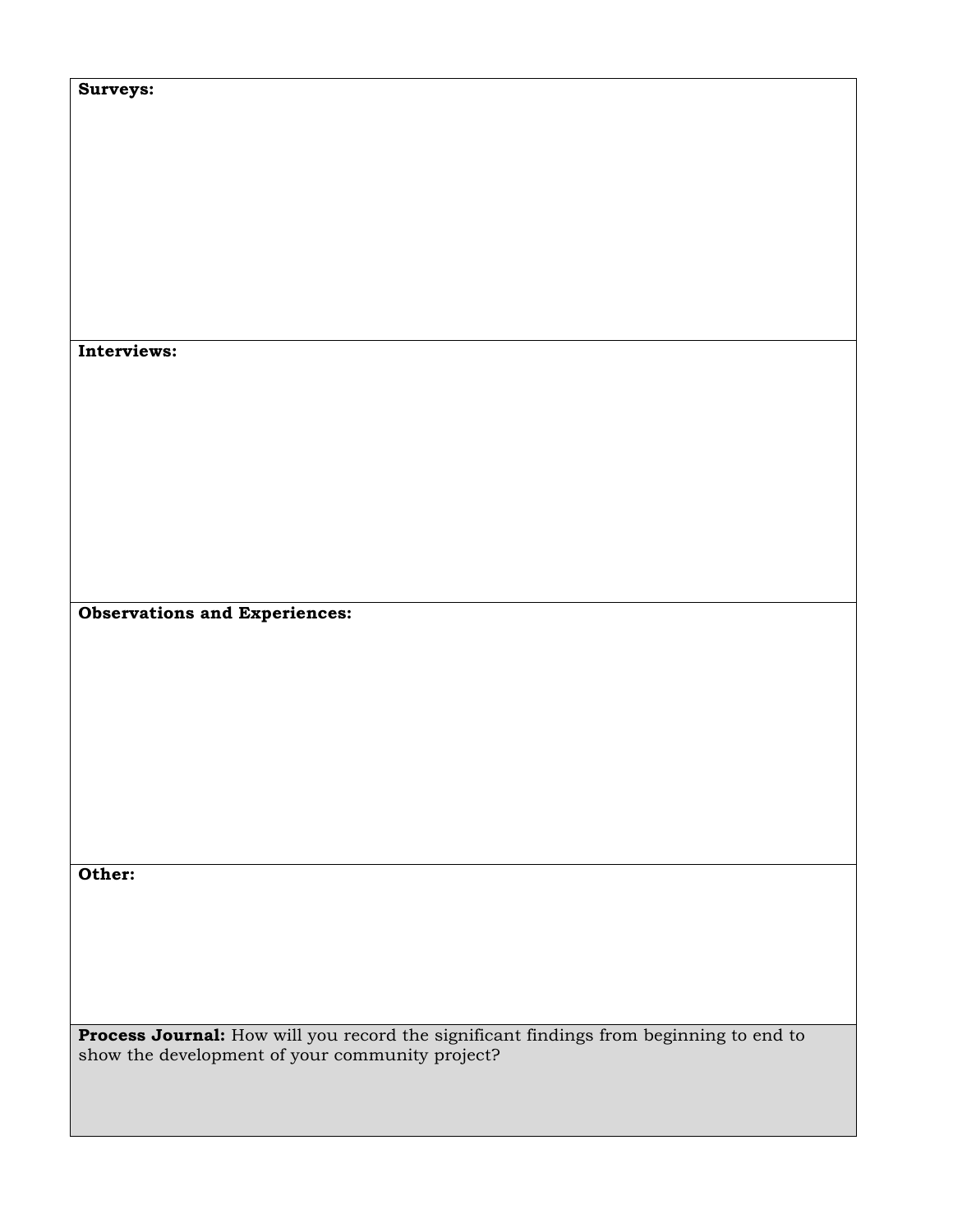| |
|---|
| **Surveys:** |
| **Interviews:** |
| **Observations and Experiences:** |
| **Other:** |
| **Process Journal:** How will you record the significant findings from beginning to end to show the development of your community project? |